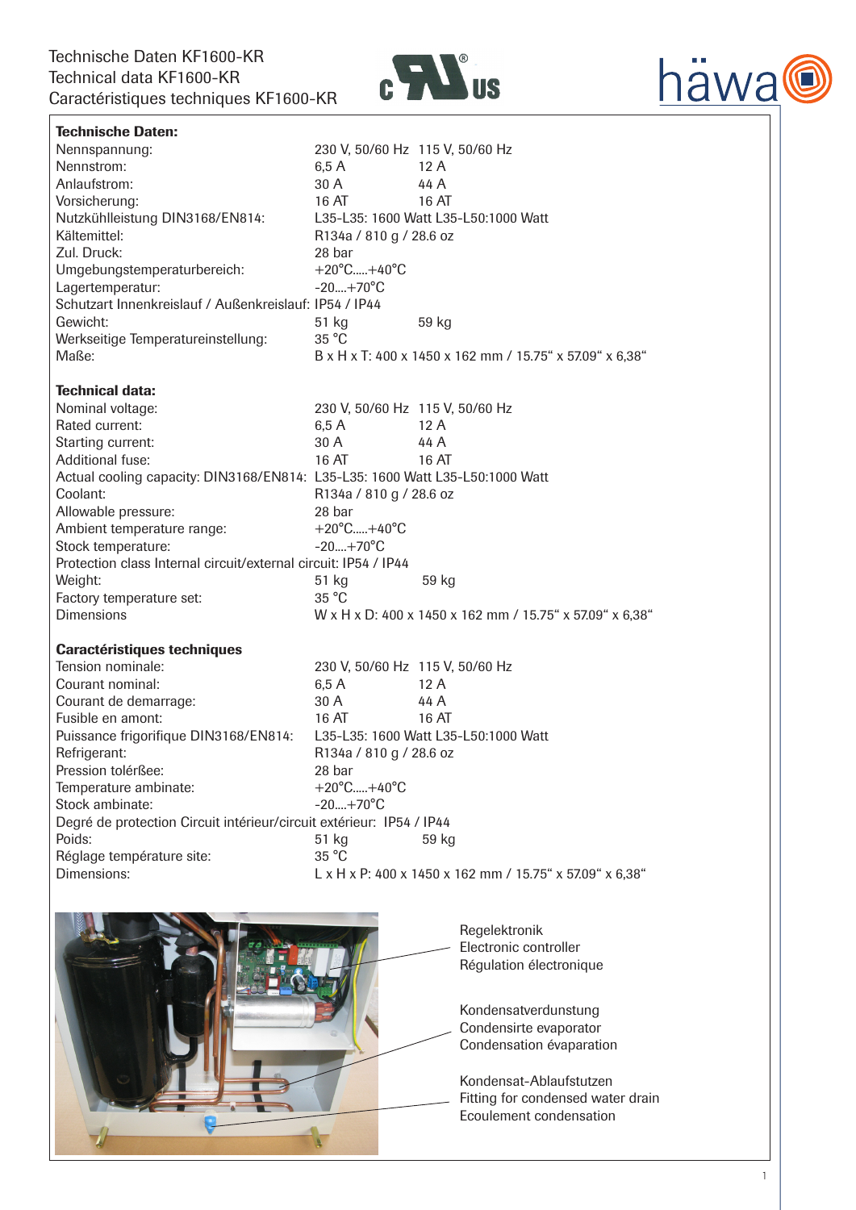# Technische Daten KF1600-KR
# Technical data KF1600-KR
# Caractéristiques techniques KF1600-KR

häwa

**Technische Daten:**

| | | |
|---|---|---|
| Nennspannung: | 230 V, 50/60 Hz | 115 V, 50/60 Hz |
| Nennstrom: | 6,5 A | 12 A |
| Anlaufstrom: | 30 A | 44 A |
| Vorsicherung: | 16 AT | 16 AT |
| Nutzkühlleistung DIN3168/EN814: | L35-L35: 1600 Watt | L35-L50:1000 Watt |
| Kältemittel: | R134a / 810 g / 28.6 oz | |
| Zul. Druck: | 28 bar | |
| Umgebungstemperaturbereich: | +20°C.....+40°C | |
| Lagertemperatur: | -20....+70°C | |
| Schutzart Innenkreislauf / Außenkreislauf: | IP54 / IP44 | |
| Gewicht: | 51 kg | 59 kg |
| Werkseitige Temperatureinstellung: | 35 °C | |
| Maße: | B x H x T: 400 x 1450 x 162 mm / 15.75“ x 57.09“ x 6,38“ | |

**Technical data:**

| | | |
|---|---|---|
| Nominal voltage: | 230 V, 50/60 Hz | 115 V, 50/60 Hz |
| Rated current: | 6,5 A | 12 A |
| Starting current: | 30 A | 44 A |
| Additional fuse: | 16 AT | 16 AT |
| Actual cooling capacity: DIN3168/EN814: | L35-L35: 1600 Watt | L35-L50:1000 Watt |
| Coolant: | R134a / 810 g / 28.6 oz | |
| Allowable pressure: | 28 bar | |
| Ambient temperature range: | +20°C.....+40°C | |
| Stock temperature: | -20....+70°C | |
| Protection class Internal circuit/external circuit: | IP54 / IP44 | |
| Weight: | 51 kg | 59 kg |
| Factory temperature set: | 35 °C | |
| Dimensions | W x H x D: 400 x 1450 x 162 mm / 15.75“ x 57.09“ x 6,38“ | |

**Caractéristiques techniques**

| | | |
|---|---|---|
| Tension nominale: | 230 V, 50/60 Hz | 115 V, 50/60 Hz |
| Courant nominal: | 6,5 A | 12 A |
| Courant de demarrage: | 30 A | 44 A |
| Fusible en amont: | 16 AT | 16 AT |
| Puissance frigorifique DIN3168/EN814: | L35-L35: 1600 Watt | L35-L50:1000 Watt |
| Refrigerant: | R134a / 810 g / 28.6 oz | |
| Pression tolérßee: | 28 bar | |
| Temperature ambinate: | +20°C.....+40°C | |
| Stock ambinate: | -20....+70°C | |
| Degré de protection Circuit intérieur/circuit extérieur: | IP54 / IP44 | |
| Poids: | 51 kg | 59 kg |
| Réglage température site: | 35 °C | |
| Dimensions: | L x H x P: 400 x 1450 x 162 mm / 15.75“ x 57.09“ x 6,38“ | |

Regelektronik
Electronic controller
Régulation électronique

Kondensatverdunstung
Condensirte evaporator
Condensation évaparation

Kondensat-Ablaufstutzen
Fitting for condensed water drain
Ecoulement condensation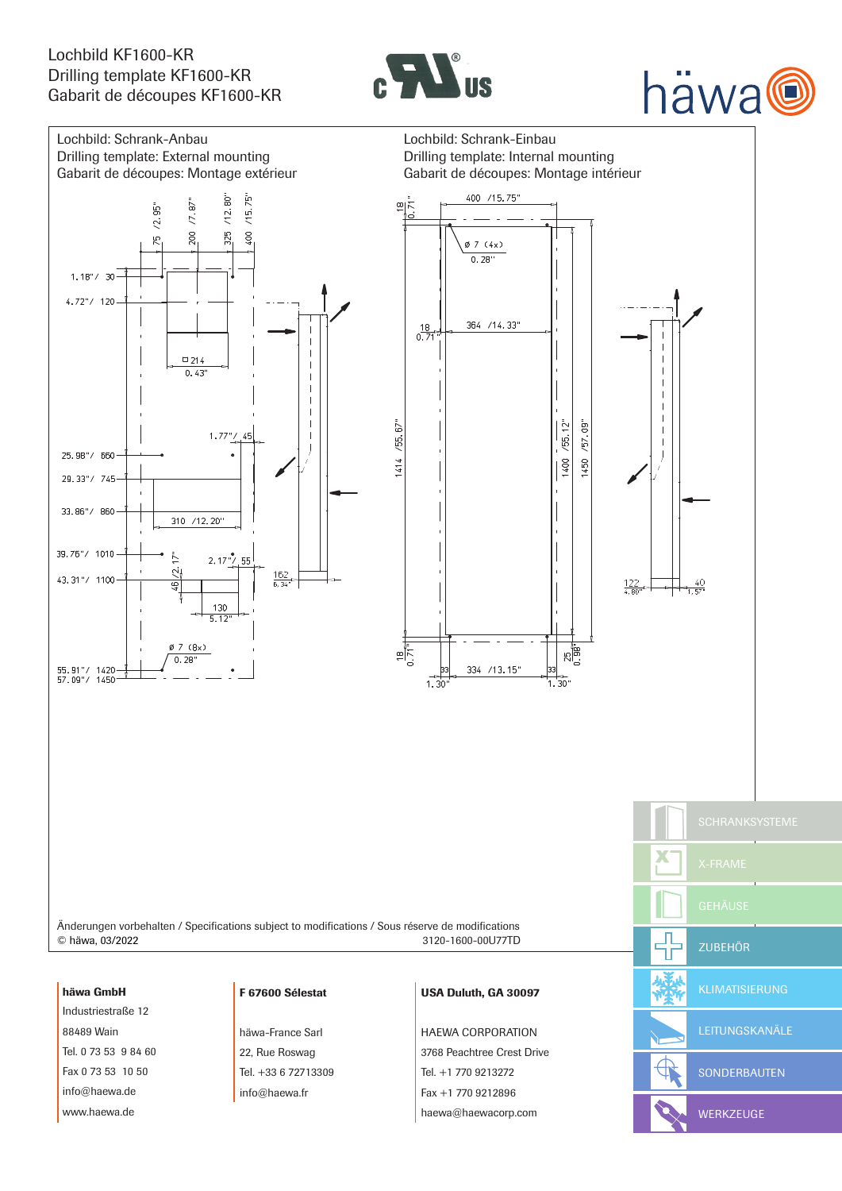# Lochbild KF1600-KR
# Drilling template KF1600-KR
# Gabarit de découpes KF1600-KR

## Lochbild: Schrank-Anbau
## Drilling template: External mounting
## Gabarit de découpes: Montage extérieur

75 /2.95"
200 /7.87"
325 /12.80"
400 /15.75"
1.18"/ 30
4.72"/ 120
□ 214
0.43"
1.77"/ 45
25.98"/ 660
29.33"/ 745
33.86"/ 860
310 /12.20"
39.76"/ 1010
2.17"/ 55
46/2.17"
43.31"/ 1100
130
5.12"
162
6.34"
ø 7 (8x)
0.28"
55.91"/ 1420
57.09"/ 1450

## Lochbild: Schrank-Einbau
## Drilling template: Internal mounting
## Gabarit de découpes: Montage intérieur

18
0.71"
400 /15.75"
ø 7 (4x)
0.28"
18
0.71"
364 /14.33"
1414 /55.67"
1400 /55.12"
1450 /57.09"
122
4.80"
40
1.57"
18
0.71"
25
0.98"
33
1.30"
334 /13.15"
33
1.30"

Änderungen vorbehalten / Specifications subject to modifications / Sous réserve de modifications
© häwa, 03/2022
3120-1600-00U77TD

**häwa GmbH**
Industriestraße 12
88489 Wain
Tel. 0 73 53 9 84 60
Fax 0 73 53 10 50
info@haewa.de
www.haewa.de

**F 67600 Sélestat**

häwa-France Sarl
22, Rue Roswag
Tel. +33 6 72713309
info@haewa.fr

**USA Duluth, GA 30097**

HAEWA CORPORATION
3768 Peachtree Crest Drive
Tel. +1 770 9213272
Fax +1 770 9212896
haewa@haewacorp.com

SCHRANKSYSTEME
X-FRAME
GEHÄUSE
ZUBEHÖR
KLIMATISIERUNG
LEITUNGSKANÄLE
SONDERBAUTEN
WERKZEUGE